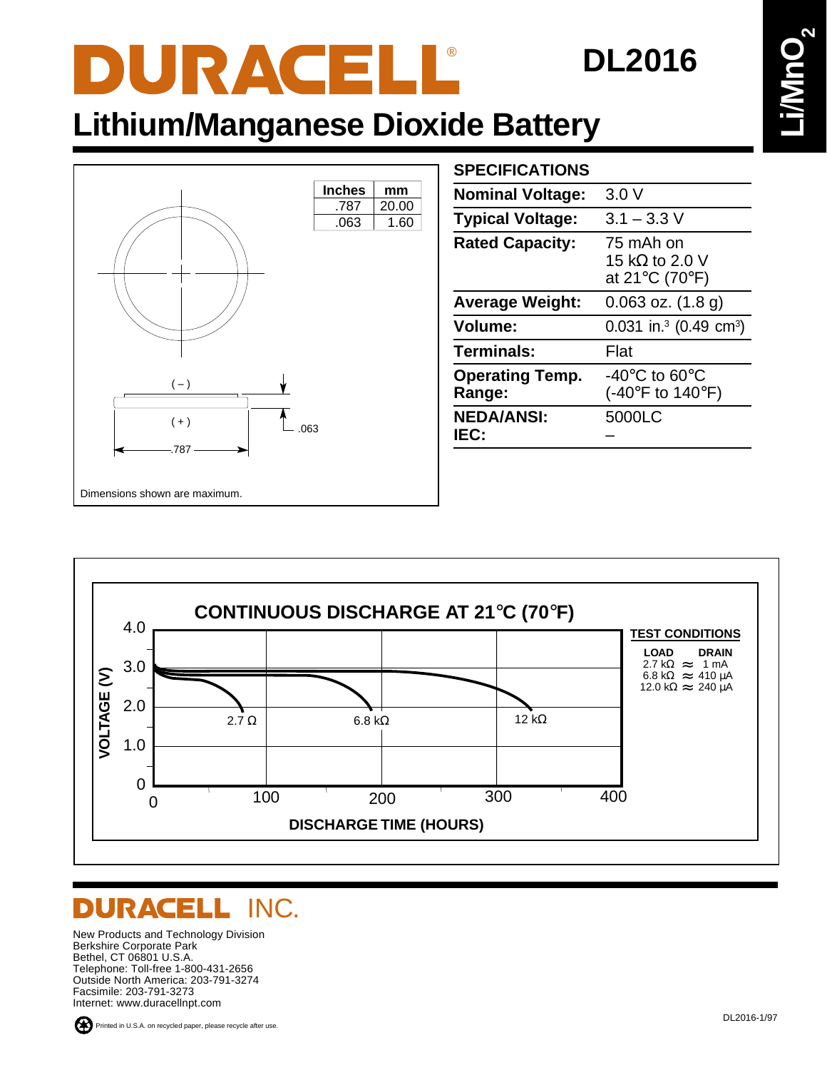# DURACELL®

# DL2016

## Lithium/Manganese Dioxide Battery

$Li/MnO_2$

| Inches | mm |
|---|---|
| .787 | 20.00 |
| .063 | 1.60 |

( – )

( + )

.063

.787

Dimensions shown are maximum.

### SPECIFICATIONS

| | |
|---|---|
| **Nominal Voltage:** | 3.0 V |
| **Typical Voltage:** | 3.1 – 3.3 V |
| **Rated Capacity:** | 75 mAh on 15 kΩ to 2.0 V at 21°C (70°F) |
| **Average Weight:** | 0.063 oz. (1.8 g) |
| **Volume:** | 0.031 in.$^3$ (0.49 cm$^3$) |
| **Terminals:** | Flat |
| **Operating Temp. Range:** | -40°C to 60°C (-40°F to 140°F) |
| **NEDA/ANSI:** | 5000LC |
| **IEC:** | – |

### CONTINUOUS DISCHARGE AT 21°C (70°F)

VOLTAGE (V): 0, 1.0, 2.0, 3.0, 4.0

DISCHARGE TIME (HOURS): 0, 100, 200, 300, 400

Curves: 2.7 Ω, 6.8 kΩ, 12 kΩ

**TEST CONDITIONS**

| LOAD | | DRAIN |
|---|---|---|
| 2.7 kΩ | ≈ | 1 mA |
| 6.8 kΩ | ≈ | 410 µA |
| 12.0 kΩ | ≈ | 240 µA |

## DURACELL INC.

New Products and Technology Division
Berkshire Corporate Park
Bethel, CT 06801 U.S.A.
Telephone: Toll-free 1-800-431-2656
Outside North America: 203-791-3274
Facsimile: 203-791-3273
Internet: www.duracellnpt.com

Printed in U.S.A. on recycled paper, please recycle after use.

DL2016-1/97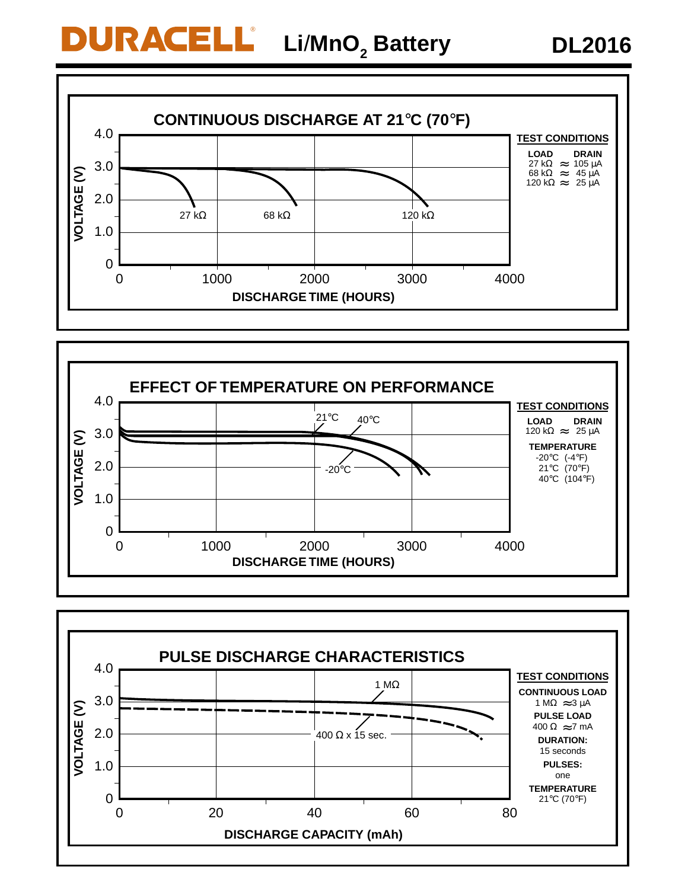# DURACELL Li/MnO$_2$ Battery DL2016

## CONTINUOUS DISCHARGE AT 21°C (70°F)

VOLTAGE (V)

4.0
3.0
2.0
1.0
0

27 kΩ
68 kΩ
120 kΩ

0
1000
2000
3000
4000

DISCHARGE TIME (HOURS)

**TEST CONDITIONS**

| LOAD | | DRAIN |
|---|---|---|
| 27 kΩ | ≈ | 105 µA |
| 68 kΩ | ≈ | 45 µA |
| 120 kΩ | ≈ | 25 µA |

## EFFECT OF TEMPERATURE ON PERFORMANCE

VOLTAGE (V)

4.0
3.0
2.0
1.0
0

21°C
40°C
-20°C

0
1000
2000
3000
4000

DISCHARGE TIME (HOURS)

**TEST CONDITIONS**

**LOAD** **DRAIN**
120 kΩ ≈ 25 µA

**TEMPERATURE**
-20°C (-4°F)
21°C (70°F)
40°C (104°F)

## PULSE DISCHARGE CHARACTERISTICS

VOLTAGE (V)

4.0
3.0
2.0
1.0
0

1 MΩ
400 Ω x 15 sec.

0
20
40
60
80

DISCHARGE CAPACITY (mAh)

**TEST CONDITIONS**

**CONTINUOUS LOAD**
1 MΩ ≈3 µA

**PULSE LOAD**
400 Ω ≈7 mA

**DURATION:**
15 seconds

**PULSES:**
one

**TEMPERATURE**
21°C (70°F)